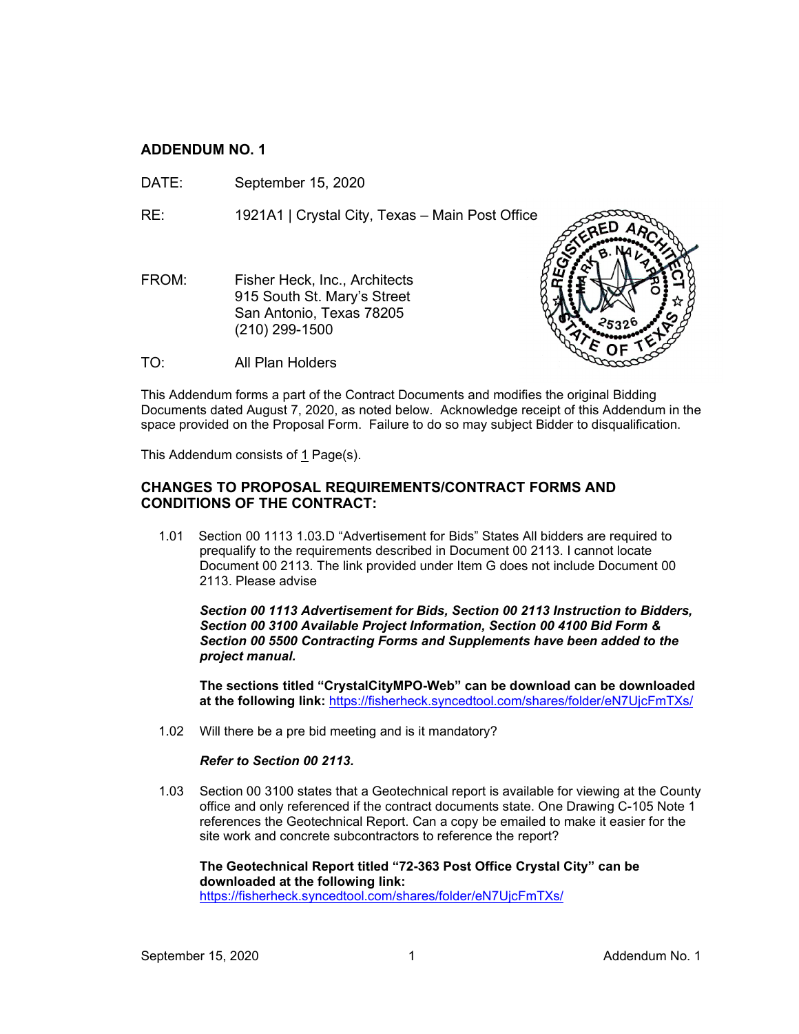## ADDENDUM NO. 1

DATE: September 15, 2020

RE: 1921A1 | Crystal City, Texas – Main Post Office

FROM: Fisher Heck, Inc., Architects
915 South St. Mary's Street
San Antonio, Texas 78205
(210) 299-1500

TO: All Plan Holders

This Addendum forms a part of the Contract Documents and modifies the original Bidding Documents dated August 7, 2020, as noted below. Acknowledge receipt of this Addendum in the space provided on the Proposal Form. Failure to do so may subject Bidder to disqualification.

This Addendum consists of 1 Page(s).

### CHANGES TO PROPOSAL REQUIREMENTS/CONTRACT FORMS AND CONDITIONS OF THE CONTRACT:

1.01 Section 00 1113 1.03.D "Advertisement for Bids" States All bidders are required to prequalify to the requirements described in Document 00 2113. I cannot locate Document 00 2113. The link provided under Item G does not include Document 00 2113. Please advise

***Section 00 1113 Advertisement for Bids, Section 00 2113 Instruction to Bidders, Section 00 3100 Available Project Information, Section 00 4100 Bid Form & Section 00 5500 Contracting Forms and Supplements have been added to the project manual.***

**The sections titled "CrystalCityMPO-Web" can be download can be downloaded at the following link:** https://fisherheck.syncedtool.com/shares/folder/eN7UjcFmTXs/

1.02 Will there be a pre bid meeting and is it mandatory?

***Refer to Section 00 2113.***

1.03 Section 00 3100 states that a Geotechnical report is available for viewing at the County office and only referenced if the contract documents state. One Drawing C-105 Note 1 references the Geotechnical Report. Can a copy be emailed to make it easier for the site work and concrete subcontractors to reference the report?

**The Geotechnical Report titled "72-363 Post Office Crystal City" can be downloaded at the following link:**
https://fisherheck.syncedtool.com/shares/folder/eN7UjcFmTXs/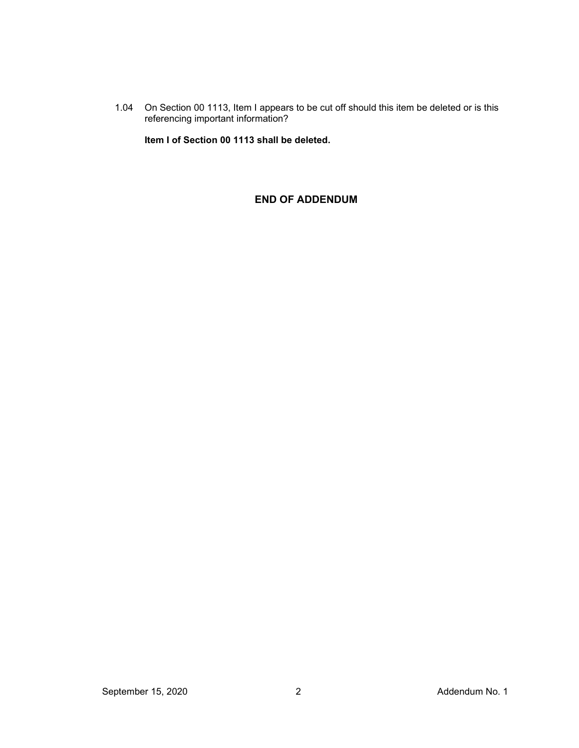1.04 On Section 00 1113, Item I appears to be cut off should this item be deleted or is this referencing important information?

**Item I of Section 00 1113 shall be deleted.**

## END OF ADDENDUM